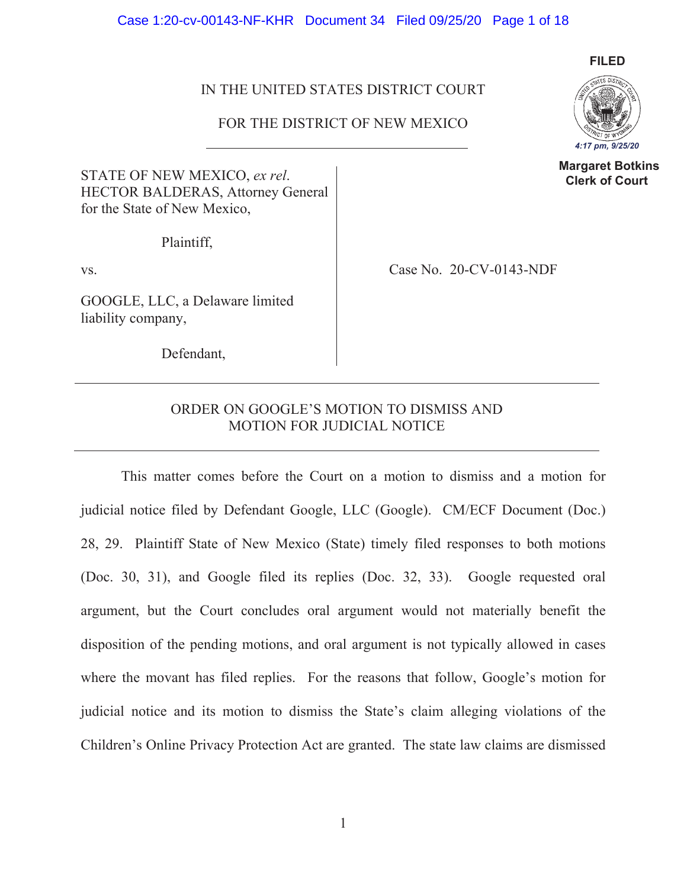FILED

4:17 pm, 9/25/20

Margaret Botkins
Clerk of Court

IN THE UNITED STATES DISTRICT COURT

FOR THE DISTRICT OF NEW MEXICO

STATE OF NEW MEXICO, *ex rel*. HECTOR BALDERAS, Attorney General for the State of New Mexico,

Plaintiff,

vs.

GOOGLE, LLC, a Delaware limited liability company,

Defendant,

Case No. 20-CV-0143-NDF

ORDER ON GOOGLE'S MOTION TO DISMISS AND MOTION FOR JUDICIAL NOTICE

This matter comes before the Court on a motion to dismiss and a motion for judicial notice filed by Defendant Google, LLC (Google). CM/ECF Document (Doc.) 28, 29. Plaintiff State of New Mexico (State) timely filed responses to both motions (Doc. 30, 31), and Google filed its replies (Doc. 32, 33). Google requested oral argument, but the Court concludes oral argument would not materially benefit the disposition of the pending motions, and oral argument is not typically allowed in cases where the movant has filed replies. For the reasons that follow, Google's motion for judicial notice and its motion to dismiss the State's claim alleging violations of the Children's Online Privacy Protection Act are granted. The state law claims are dismissed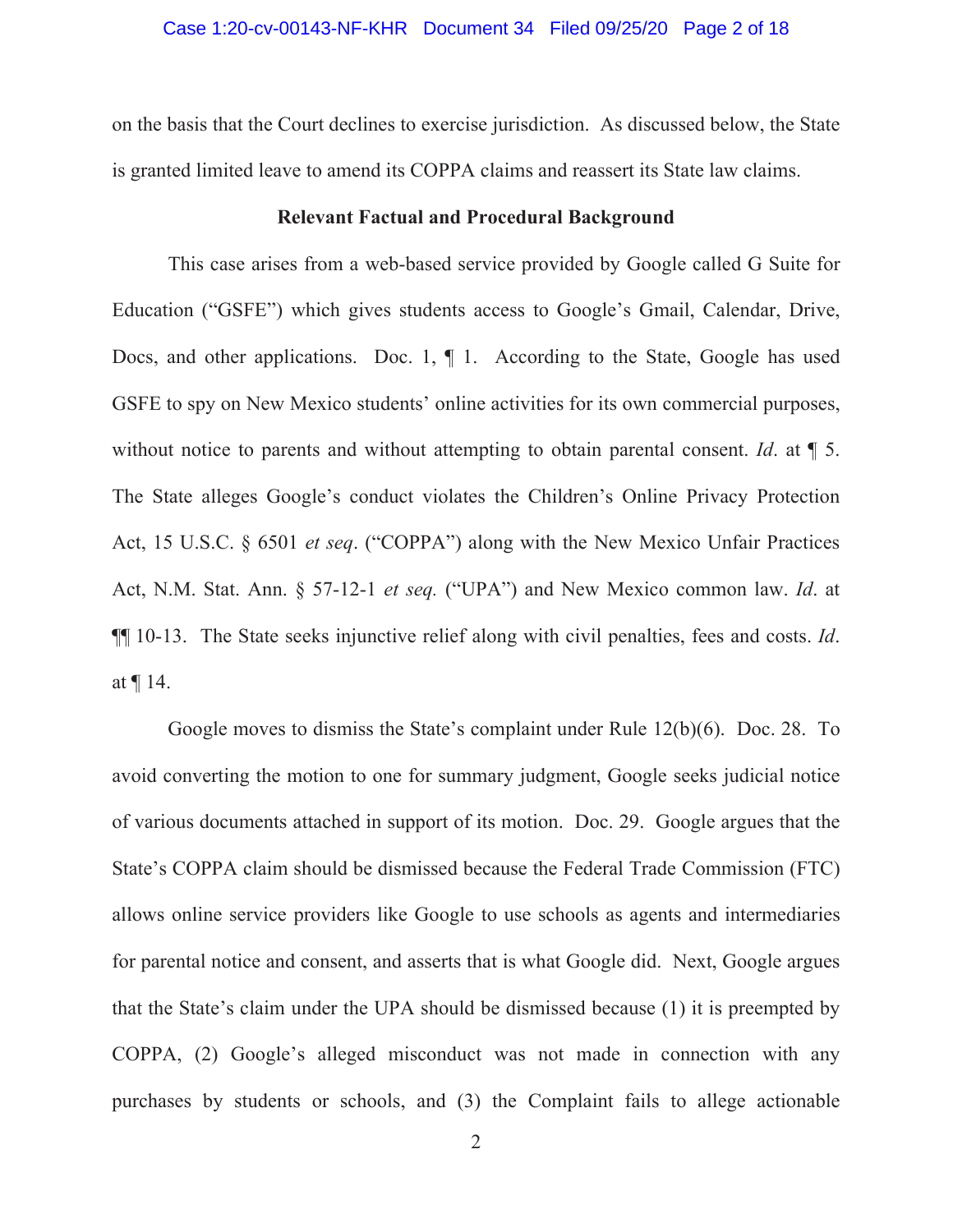on the basis that the Court declines to exercise jurisdiction. As discussed below, the State is granted limited leave to amend its COPPA claims and reassert its State law claims.

**Relevant Factual and Procedural Background**

This case arises from a web-based service provided by Google called G Suite for Education ("GSFE") which gives students access to Google's Gmail, Calendar, Drive, Docs, and other applications. Doc. 1, ¶ 1. According to the State, Google has used GSFE to spy on New Mexico students' online activities for its own commercial purposes, without notice to parents and without attempting to obtain parental consent. *Id*. at ¶ 5. The State alleges Google's conduct violates the Children's Online Privacy Protection Act, 15 U.S.C. § 6501 *et seq*. ("COPPA") along with the New Mexico Unfair Practices Act, N.M. Stat. Ann. § 57-12-1 *et seq.* ("UPA") and New Mexico common law. *Id*. at ¶¶ 10-13. The State seeks injunctive relief along with civil penalties, fees and costs. *Id*. at ¶ 14.

Google moves to dismiss the State's complaint under Rule 12(b)(6). Doc. 28. To avoid converting the motion to one for summary judgment, Google seeks judicial notice of various documents attached in support of its motion. Doc. 29. Google argues that the State's COPPA claim should be dismissed because the Federal Trade Commission (FTC) allows online service providers like Google to use schools as agents and intermediaries for parental notice and consent, and asserts that is what Google did. Next, Google argues that the State's claim under the UPA should be dismissed because (1) it is preempted by COPPA, (2) Google's alleged misconduct was not made in connection with any purchases by students or schools, and (3) the Complaint fails to allege actionable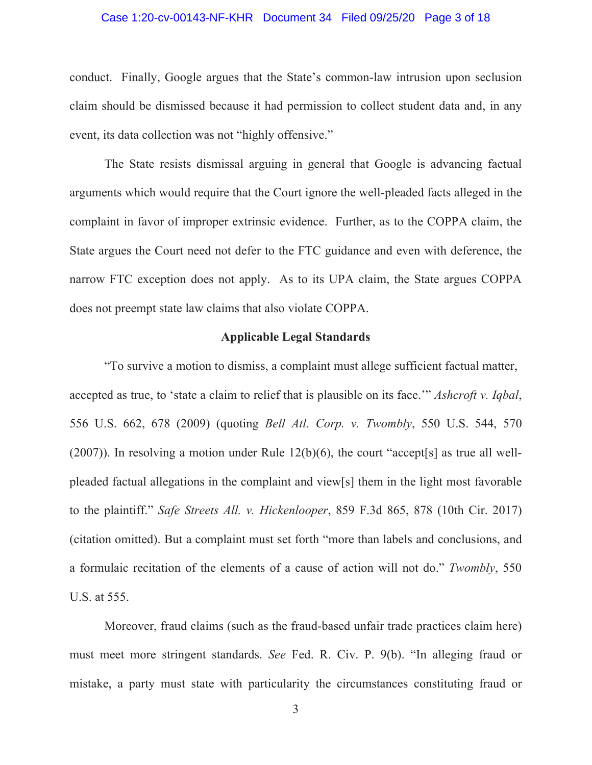conduct. Finally, Google argues that the State's common-law intrusion upon seclusion claim should be dismissed because it had permission to collect student data and, in any event, its data collection was not "highly offensive."

The State resists dismissal arguing in general that Google is advancing factual arguments which would require that the Court ignore the well-pleaded facts alleged in the complaint in favor of improper extrinsic evidence. Further, as to the COPPA claim, the State argues the Court need not defer to the FTC guidance and even with deference, the narrow FTC exception does not apply. As to its UPA claim, the State argues COPPA does not preempt state law claims that also violate COPPA.

**Applicable Legal Standards**

"To survive a motion to dismiss, a complaint must allege sufficient factual matter, accepted as true, to 'state a claim to relief that is plausible on its face.'" *Ashcroft v. Iqbal*, 556 U.S. 662, 678 (2009) (quoting *Bell Atl. Corp. v. Twombly*, 550 U.S. 544, 570 (2007)). In resolving a motion under Rule 12(b)(6), the court "accept[s] as true all well-pleaded factual allegations in the complaint and view[s] them in the light most favorable to the plaintiff." *Safe Streets All. v. Hickenlooper*, 859 F.3d 865, 878 (10th Cir. 2017) (citation omitted). But a complaint must set forth "more than labels and conclusions, and a formulaic recitation of the elements of a cause of action will not do." *Twombly*, 550 U.S. at 555.

Moreover, fraud claims (such as the fraud-based unfair trade practices claim here) must meet more stringent standards. *See* Fed. R. Civ. P. 9(b). "In alleging fraud or mistake, a party must state with particularity the circumstances constituting fraud or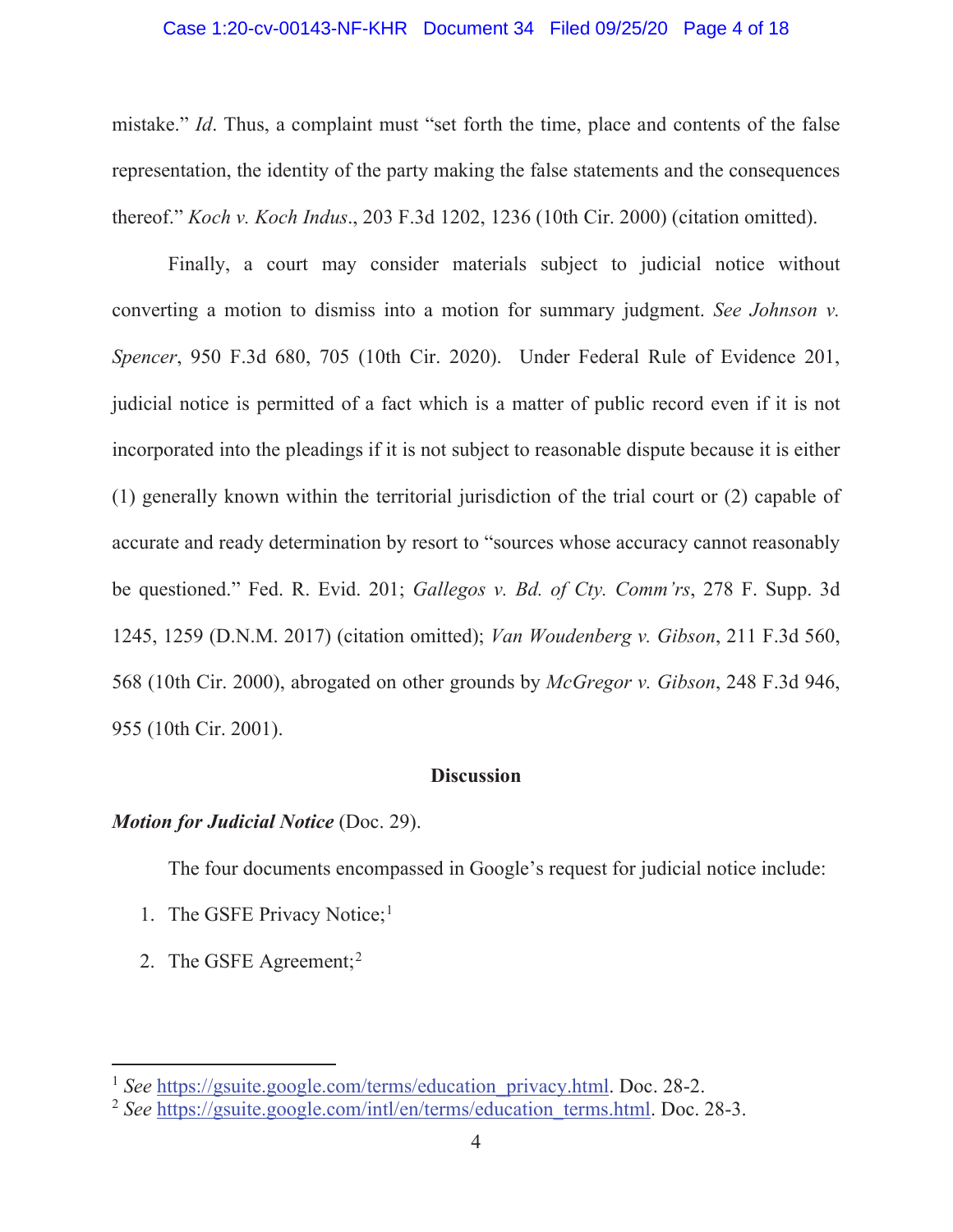mistake." *Id*. Thus, a complaint must "set forth the time, place and contents of the false representation, the identity of the party making the false statements and the consequences thereof." *Koch v. Koch Indus*., 203 F.3d 1202, 1236 (10th Cir. 2000) (citation omitted).

Finally, a court may consider materials subject to judicial notice without converting a motion to dismiss into a motion for summary judgment. *See Johnson v. Spencer*, 950 F.3d 680, 705 (10th Cir. 2020). Under Federal Rule of Evidence 201, judicial notice is permitted of a fact which is a matter of public record even if it is not incorporated into the pleadings if it is not subject to reasonable dispute because it is either (1) generally known within the territorial jurisdiction of the trial court or (2) capable of accurate and ready determination by resort to "sources whose accuracy cannot reasonably be questioned." Fed. R. Evid. 201; *Gallegos v. Bd. of Cty. Comm'rs*, 278 F. Supp. 3d 1245, 1259 (D.N.M. 2017) (citation omitted); *Van Woudenberg v. Gibson*, 211 F.3d 560, 568 (10th Cir. 2000), abrogated on other grounds by *McGregor v. Gibson*, 248 F.3d 946, 955 (10th Cir. 2001).

## Discussion

***Motion for Judicial Notice*** (Doc. 29).

The four documents encompassed in Google's request for judicial notice include:

1. The GSFE Privacy Notice;[1]
2. The GSFE Agreement;[2]

---

[1] *See* https://gsuite.google.com/terms/education_privacy.html. Doc. 28-2.

[2] *See* https://gsuite.google.com/intl/en/terms/education_terms.html. Doc. 28-3.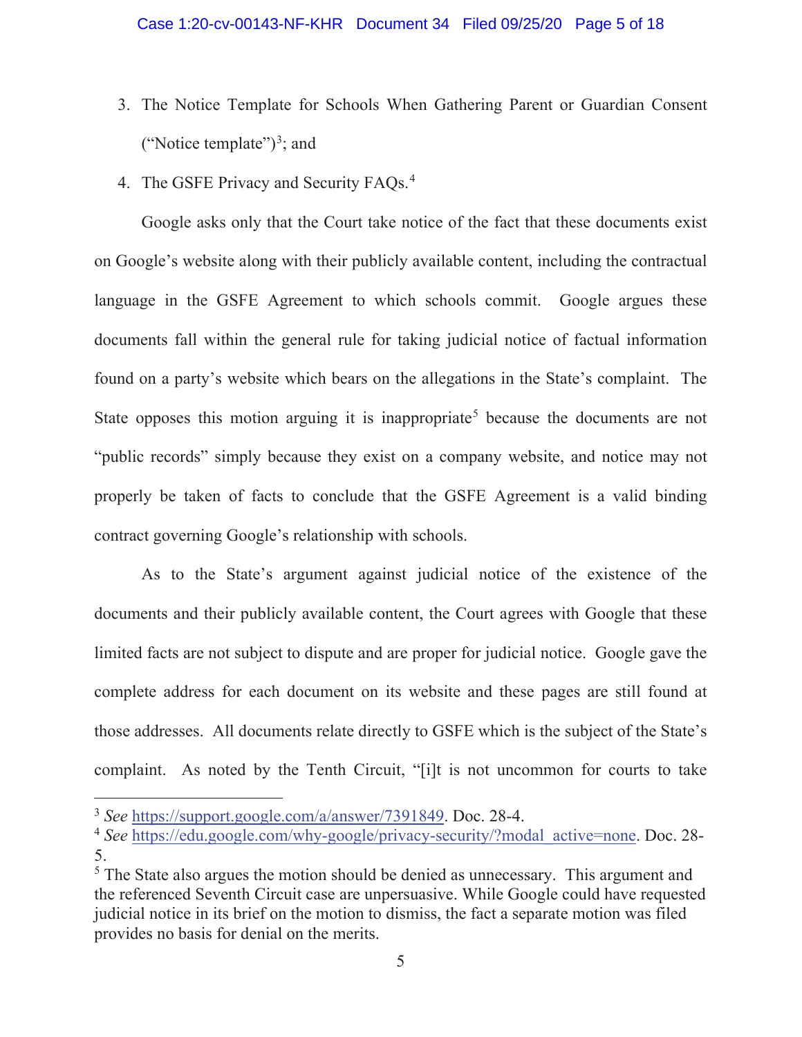3. The Notice Template for Schools When Gathering Parent or Guardian Consent ("Notice template")[3]; and
4. The GSFE Privacy and Security FAQs.[4]

Google asks only that the Court take notice of the fact that these documents exist on Google's website along with their publicly available content, including the contractual language in the GSFE Agreement to which schools commit. Google argues these documents fall within the general rule for taking judicial notice of factual information found on a party's website which bears on the allegations in the State's complaint. The State opposes this motion arguing it is inappropriate[5] because the documents are not "public records" simply because they exist on a company website, and notice may not properly be taken of facts to conclude that the GSFE Agreement is a valid binding contract governing Google's relationship with schools.

As to the State's argument against judicial notice of the existence of the documents and their publicly available content, the Court agrees with Google that these limited facts are not subject to dispute and are proper for judicial notice. Google gave the complete address for each document on its website and these pages are still found at those addresses. All documents relate directly to GSFE which is the subject of the State's complaint. As noted by the Tenth Circuit, "[i]t is not uncommon for courts to take

---

[3] *See* https://support.google.com/a/answer/7391849. Doc. 28-4.

[4] *See* https://edu.google.com/why-google/privacy-security/?modal_active=none. Doc. 28-5.

[5] The State also argues the motion should be denied as unnecessary. This argument and the referenced Seventh Circuit case are unpersuasive. While Google could have requested judicial notice in its brief on the motion to dismiss, the fact a separate motion was filed provides no basis for denial on the merits.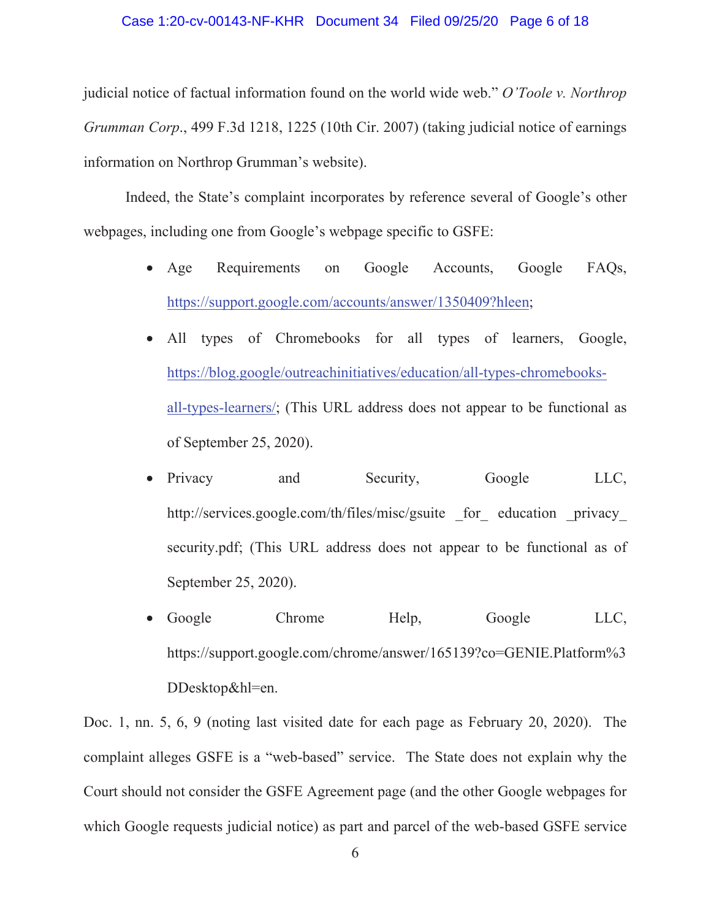judicial notice of factual information found on the world wide web." *O'Toole v. Northrop Grumman Corp*., 499 F.3d 1218, 1225 (10th Cir. 2007) (taking judicial notice of earnings information on Northrop Grumman's website).

Indeed, the State's complaint incorporates by reference several of Google's other webpages, including one from Google's webpage specific to GSFE:

- Age Requirements on Google Accounts, Google FAQs, https://support.google.com/accounts/answer/1350409?hleen;
- All types of Chromebooks for all types of learners, Google, https://blog.google/outreachinitiatives/education/all-types-chromebooks-all-types-learners/; (This URL address does not appear to be functional as of September 25, 2020).
- Privacy and Security, Google LLC, http://services.google.com/th/files/misc/gsuite _for_ education _privacy_ security.pdf; (This URL address does not appear to be functional as of September 25, 2020).
- Google Chrome Help, Google LLC, https://support.google.com/chrome/answer/165139?co=GENIE.Platform%3DDesktop&hl=en.

Doc. 1, nn. 5, 6, 9 (noting last visited date for each page as February 20, 2020). The complaint alleges GSFE is a "web-based" service. The State does not explain why the Court should not consider the GSFE Agreement page (and the other Google webpages for which Google requests judicial notice) as part and parcel of the web-based GSFE service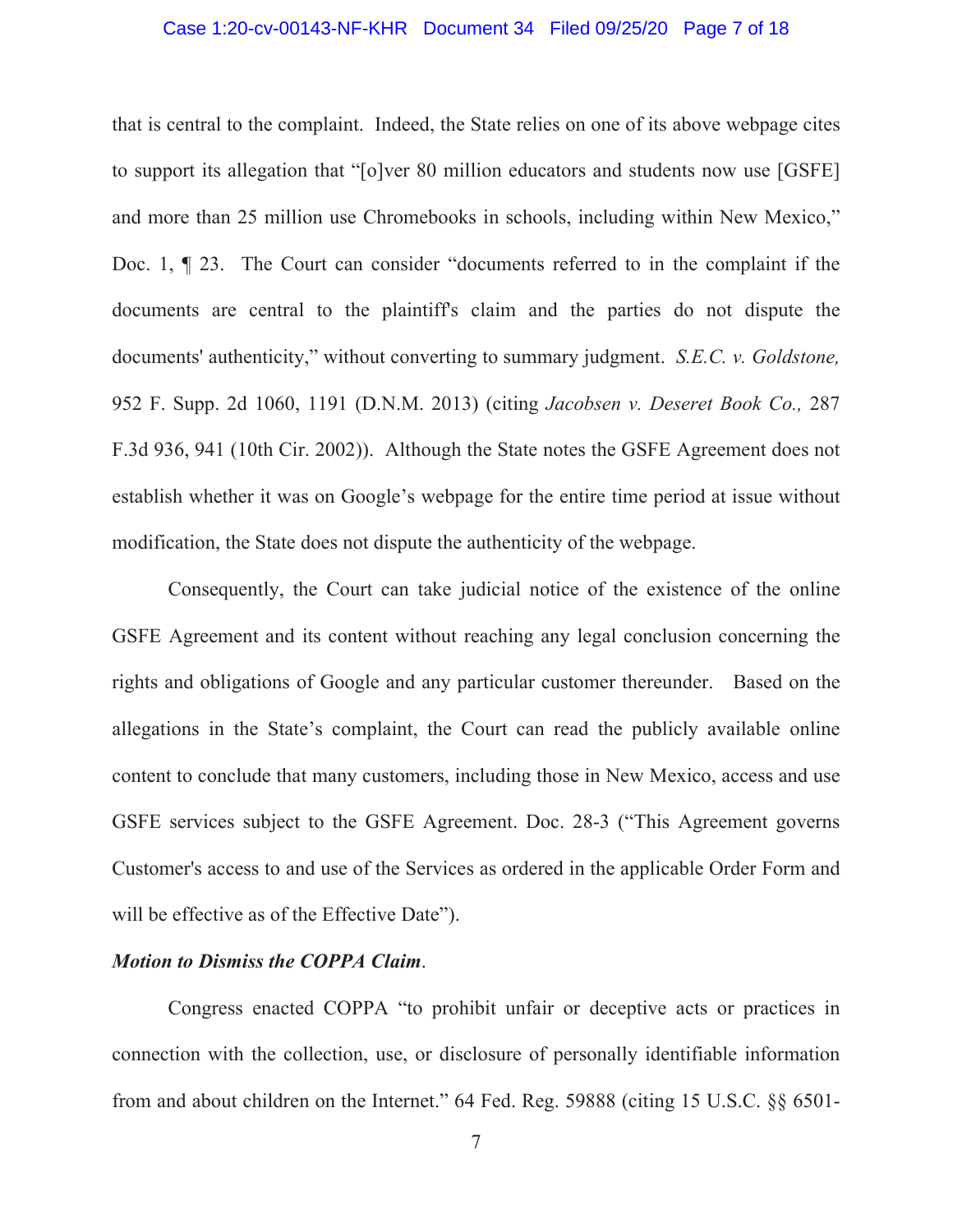that is central to the complaint. Indeed, the State relies on one of its above webpage cites to support its allegation that "[o]ver 80 million educators and students now use [GSFE] and more than 25 million use Chromebooks in schools, including within New Mexico," Doc. 1, ¶ 23. The Court can consider "documents referred to in the complaint if the documents are central to the plaintiff's claim and the parties do not dispute the documents' authenticity," without converting to summary judgment. *S.E.C. v. Goldstone,* 952 F. Supp. 2d 1060, 1191 (D.N.M. 2013) (citing *Jacobsen v. Deseret Book Co.,* 287 F.3d 936, 941 (10th Cir. 2002)). Although the State notes the GSFE Agreement does not establish whether it was on Google's webpage for the entire time period at issue without modification, the State does not dispute the authenticity of the webpage.

Consequently, the Court can take judicial notice of the existence of the online GSFE Agreement and its content without reaching any legal conclusion concerning the rights and obligations of Google and any particular customer thereunder. Based on the allegations in the State's complaint, the Court can read the publicly available online content to conclude that many customers, including those in New Mexico, access and use GSFE services subject to the GSFE Agreement. Doc. 28-3 ("This Agreement governs Customer's access to and use of the Services as ordered in the applicable Order Form and will be effective as of the Effective Date").

***Motion to Dismiss the COPPA Claim***.

Congress enacted COPPA "to prohibit unfair or deceptive acts or practices in connection with the collection, use, or disclosure of personally identifiable information from and about children on the Internet." 64 Fed. Reg. 59888 (citing 15 U.S.C. §§ 6501-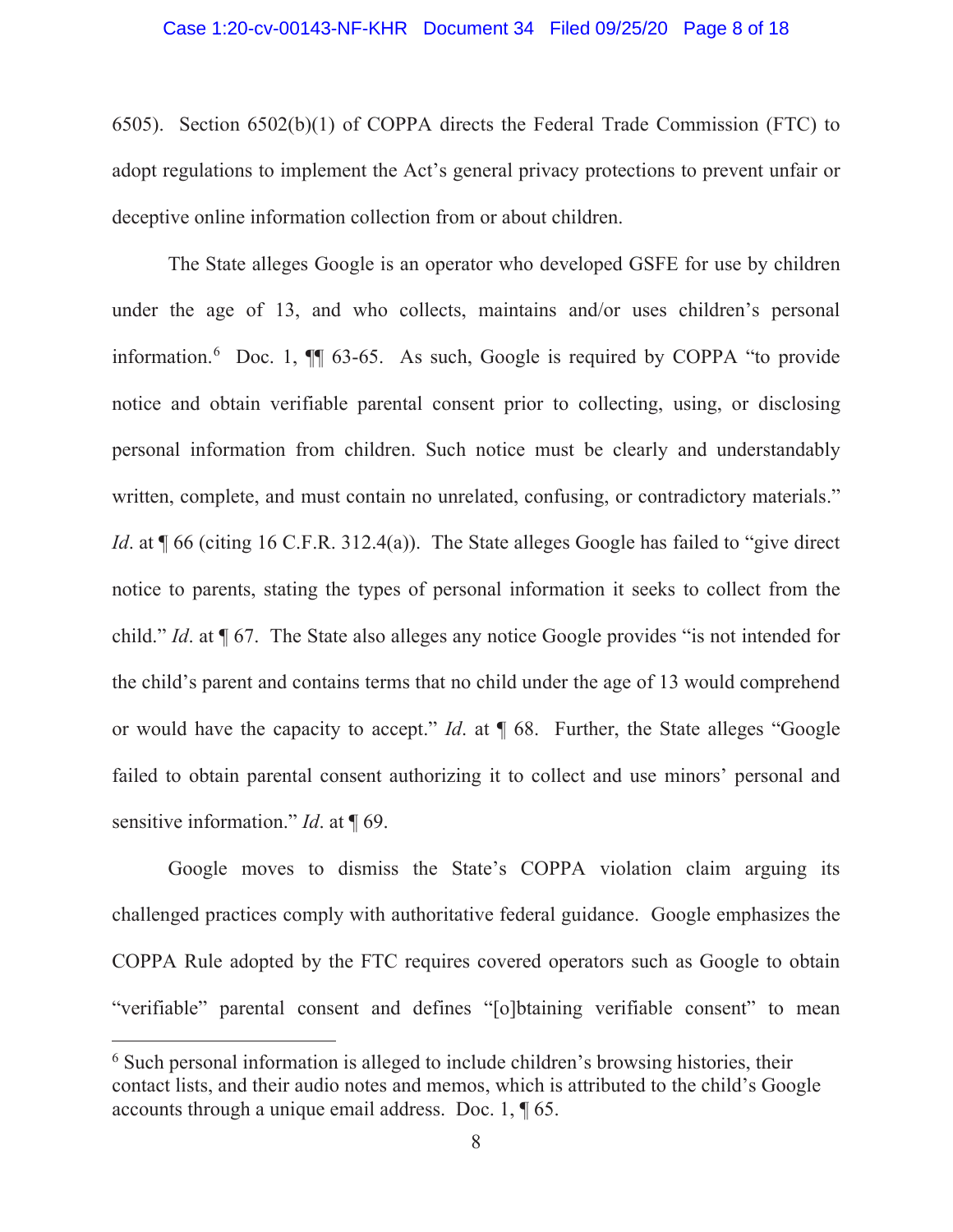6505). Section 6502(b)(1) of COPPA directs the Federal Trade Commission (FTC) to adopt regulations to implement the Act's general privacy protections to prevent unfair or deceptive online information collection from or about children.

The State alleges Google is an operator who developed GSFE for use by children under the age of 13, and who collects, maintains and/or uses children's personal information.[6] Doc. 1, ¶¶ 63-65. As such, Google is required by COPPA "to provide notice and obtain verifiable parental consent prior to collecting, using, or disclosing personal information from children. Such notice must be clearly and understandably written, complete, and must contain no unrelated, confusing, or contradictory materials." *Id*. at ¶ 66 (citing 16 C.F.R. 312.4(a)). The State alleges Google has failed to "give direct notice to parents, stating the types of personal information it seeks to collect from the child." *Id*. at ¶ 67. The State also alleges any notice Google provides "is not intended for the child's parent and contains terms that no child under the age of 13 would comprehend or would have the capacity to accept." *Id*. at ¶ 68. Further, the State alleges "Google failed to obtain parental consent authorizing it to collect and use minors' personal and sensitive information." *Id*. at ¶ 69.

Google moves to dismiss the State's COPPA violation claim arguing its challenged practices comply with authoritative federal guidance. Google emphasizes the COPPA Rule adopted by the FTC requires covered operators such as Google to obtain "verifiable" parental consent and defines "[o]btaining verifiable consent" to mean

[6] Such personal information is alleged to include children's browsing histories, their contact lists, and their audio notes and memos, which is attributed to the child's Google accounts through a unique email address. Doc. 1, ¶ 65.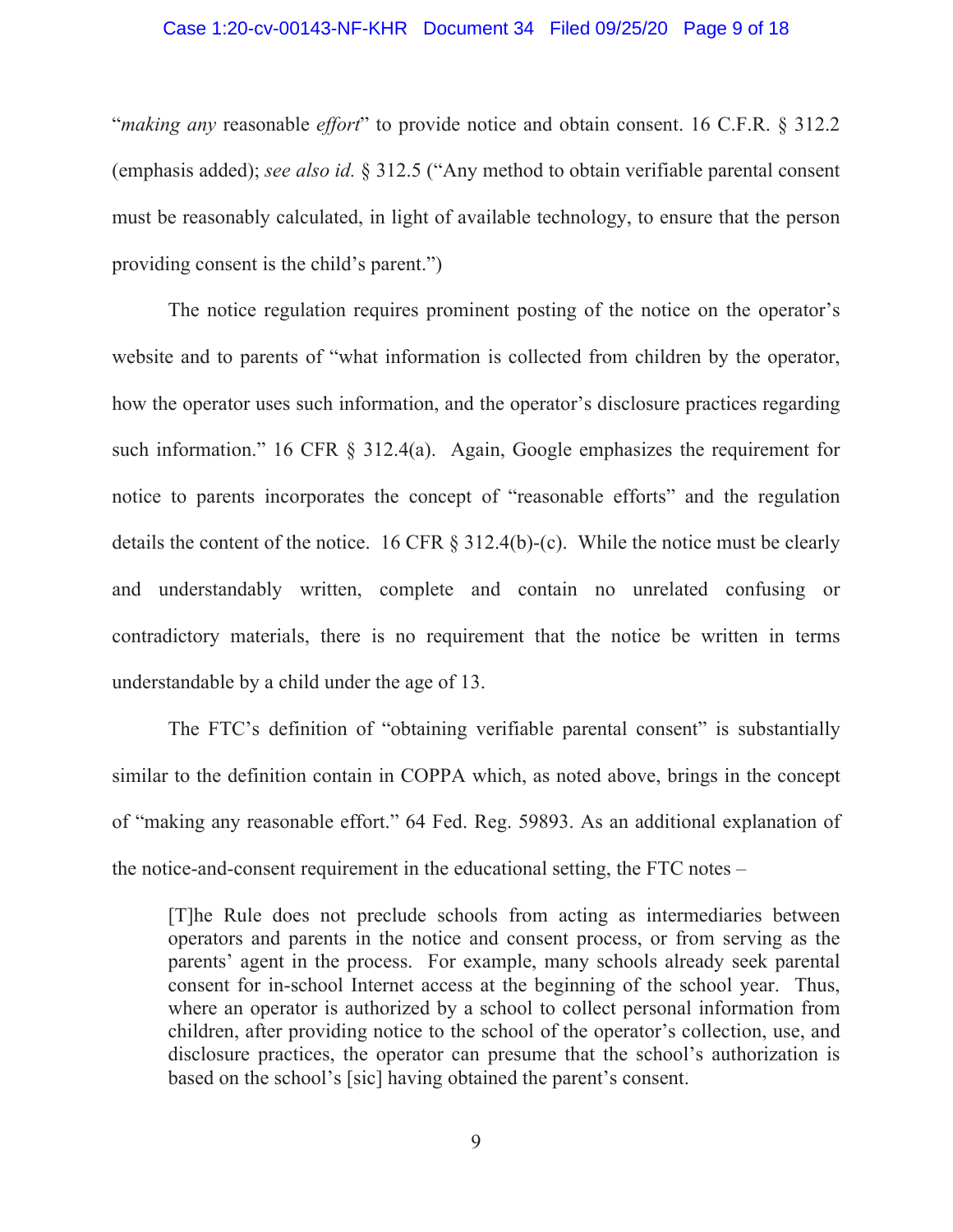"*making any* reasonable *effort*" to provide notice and obtain consent. 16 C.F.R. § 312.2 (emphasis added); *see also id.* § 312.5 ("Any method to obtain verifiable parental consent must be reasonably calculated, in light of available technology, to ensure that the person providing consent is the child's parent.")

The notice regulation requires prominent posting of the notice on the operator's website and to parents of "what information is collected from children by the operator, how the operator uses such information, and the operator's disclosure practices regarding such information." 16 CFR § 312.4(a). Again, Google emphasizes the requirement for notice to parents incorporates the concept of "reasonable efforts" and the regulation details the content of the notice. 16 CFR § 312.4(b)-(c). While the notice must be clearly and understandably written, complete and contain no unrelated confusing or contradictory materials, there is no requirement that the notice be written in terms understandable by a child under the age of 13.

The FTC's definition of "obtaining verifiable parental consent" is substantially similar to the definition contain in COPPA which, as noted above, brings in the concept of "making any reasonable effort." 64 Fed. Reg. 59893. As an additional explanation of the notice-and-consent requirement in the educational setting, the FTC notes –

> [T]he Rule does not preclude schools from acting as intermediaries between operators and parents in the notice and consent process, or from serving as the parents' agent in the process. For example, many schools already seek parental consent for in-school Internet access at the beginning of the school year. Thus, where an operator is authorized by a school to collect personal information from children, after providing notice to the school of the operator's collection, use, and disclosure practices, the operator can presume that the school's authorization is based on the school's [sic] having obtained the parent's consent.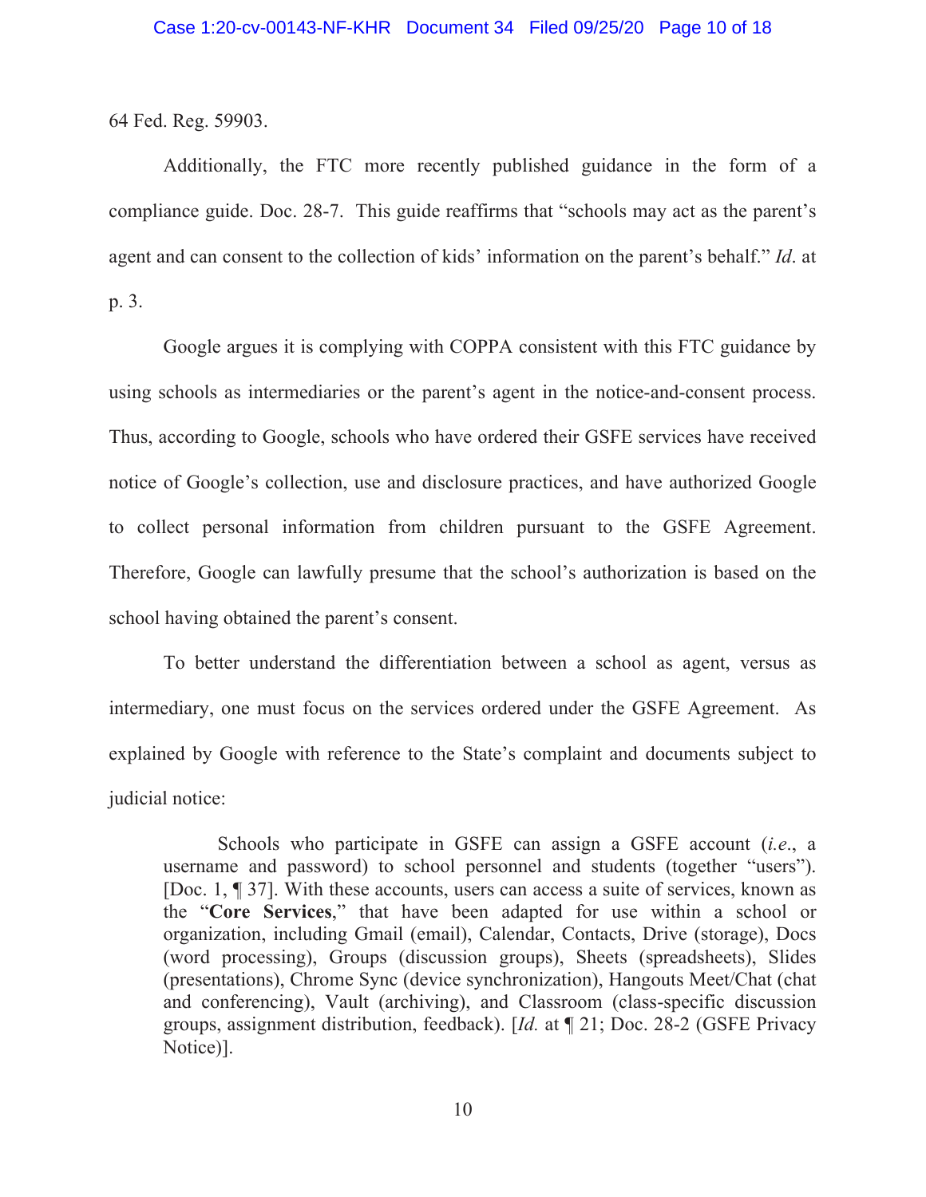64 Fed. Reg. 59903.

Additionally, the FTC more recently published guidance in the form of a compliance guide. Doc. 28-7. This guide reaffirms that "schools may act as the parent's agent and can consent to the collection of kids' information on the parent's behalf." *Id*. at p. 3.

Google argues it is complying with COPPA consistent with this FTC guidance by using schools as intermediaries or the parent's agent in the notice-and-consent process. Thus, according to Google, schools who have ordered their GSFE services have received notice of Google's collection, use and disclosure practices, and have authorized Google to collect personal information from children pursuant to the GSFE Agreement. Therefore, Google can lawfully presume that the school's authorization is based on the school having obtained the parent's consent.

To better understand the differentiation between a school as agent, versus as intermediary, one must focus on the services ordered under the GSFE Agreement. As explained by Google with reference to the State's complaint and documents subject to judicial notice:

> Schools who participate in GSFE can assign a GSFE account (*i.e*., a username and password) to school personnel and students (together "users"). [Doc. 1, ¶ 37]. With these accounts, users can access a suite of services, known as the "**Core Services**," that have been adapted for use within a school or organization, including Gmail (email), Calendar, Contacts, Drive (storage), Docs (word processing), Groups (discussion groups), Sheets (spreadsheets), Slides (presentations), Chrome Sync (device synchronization), Hangouts Meet/Chat (chat and conferencing), Vault (archiving), and Classroom (class-specific discussion groups, assignment distribution, feedback). [*Id.* at ¶ 21; Doc. 28-2 (GSFE Privacy Notice)].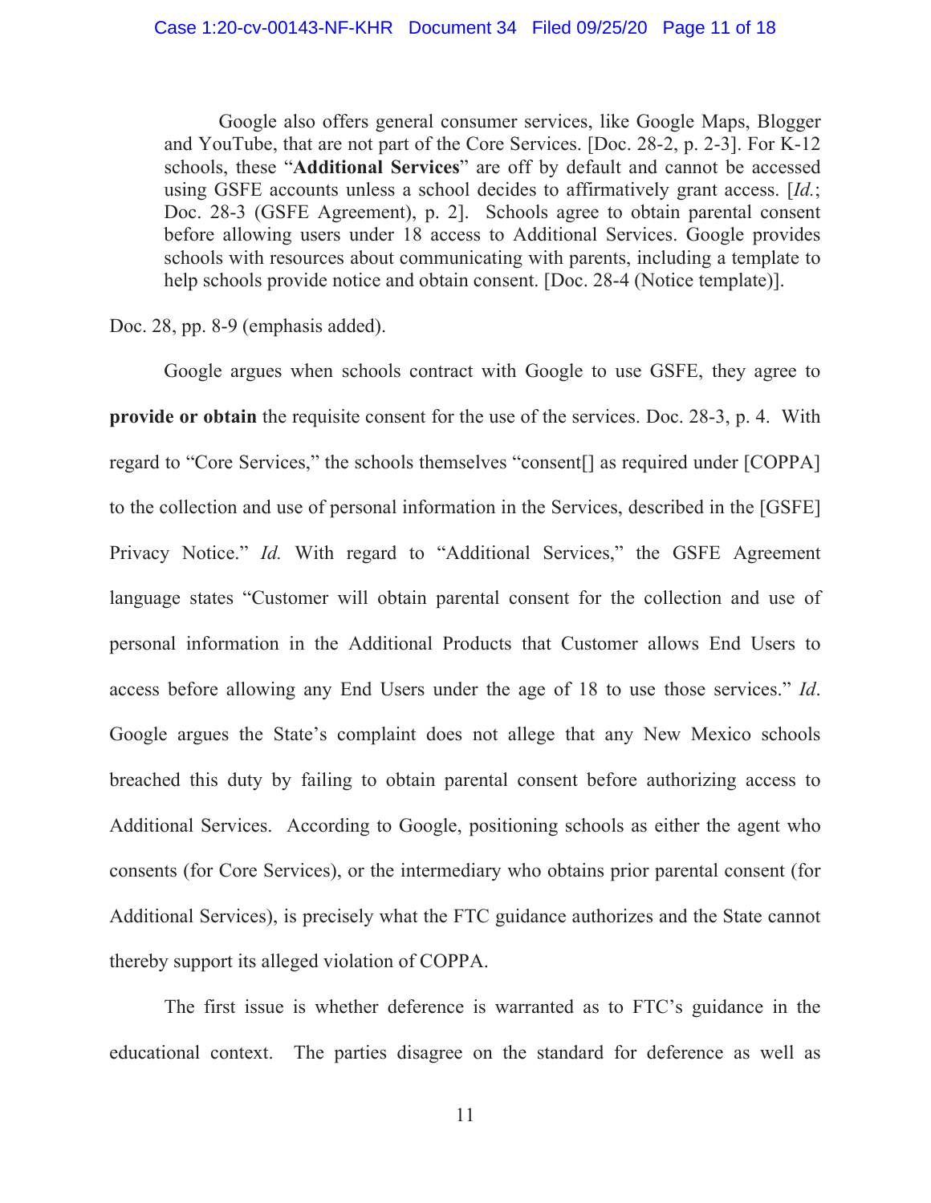> Google also offers general consumer services, like Google Maps, Blogger and YouTube, that are not part of the Core Services. [Doc. 28-2, p. 2-3]. For K-12 schools, these "**Additional Services**" are off by default and cannot be accessed using GSFE accounts unless a school decides to affirmatively grant access. [*Id.*; Doc. 28-3 (GSFE Agreement), p. 2]. Schools agree to obtain parental consent before allowing users under 18 access to Additional Services. Google provides schools with resources about communicating with parents, including a template to help schools provide notice and obtain consent. [Doc. 28-4 (Notice template)].

Doc. 28, pp. 8-9 (emphasis added).

Google argues when schools contract with Google to use GSFE, they agree to **provide or obtain** the requisite consent for the use of the services. Doc. 28-3, p. 4. With regard to "Core Services," the schools themselves "consent[] as required under [COPPA] to the collection and use of personal information in the Services, described in the [GSFE] Privacy Notice." *Id.* With regard to "Additional Services," the GSFE Agreement language states "Customer will obtain parental consent for the collection and use of personal information in the Additional Products that Customer allows End Users to access before allowing any End Users under the age of 18 to use those services." *Id*. Google argues the State's complaint does not allege that any New Mexico schools breached this duty by failing to obtain parental consent before authorizing access to Additional Services. According to Google, positioning schools as either the agent who consents (for Core Services), or the intermediary who obtains prior parental consent (for Additional Services), is precisely what the FTC guidance authorizes and the State cannot thereby support its alleged violation of COPPA.

The first issue is whether deference is warranted as to FTC's guidance in the educational context. The parties disagree on the standard for deference as well as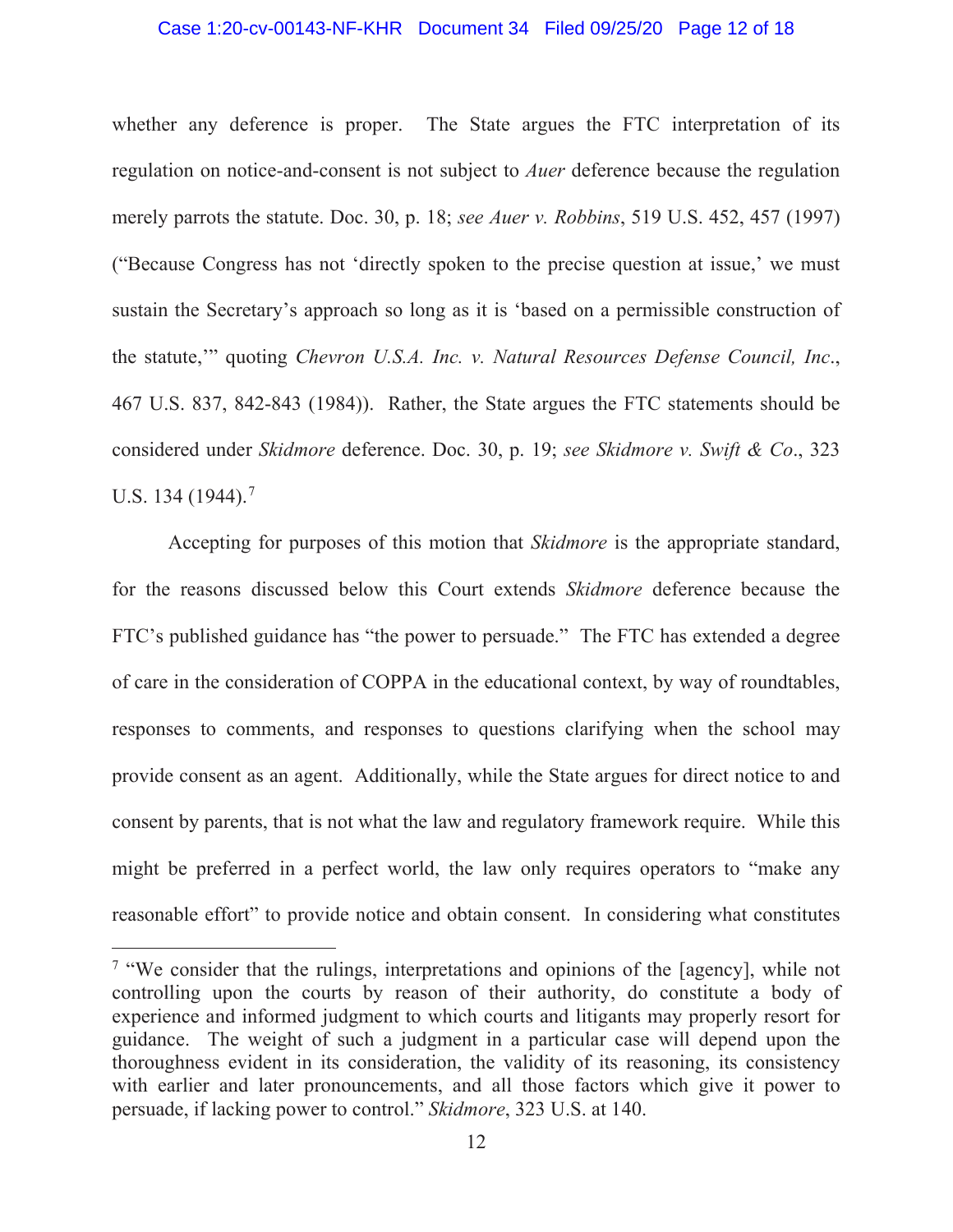whether any deference is proper. The State argues the FTC interpretation of its regulation on notice-and-consent is not subject to *Auer* deference because the regulation merely parrots the statute. Doc. 30, p. 18; *see Auer v. Robbins*, 519 U.S. 452, 457 (1997) ("Because Congress has not 'directly spoken to the precise question at issue,' we must sustain the Secretary's approach so long as it is 'based on a permissible construction of the statute,'" quoting *Chevron U.S.A. Inc. v. Natural Resources Defense Council, Inc.*, 467 U.S. 837, 842-843 (1984)). Rather, the State argues the FTC statements should be considered under *Skidmore* deference. Doc. 30, p. 19; *see Skidmore v. Swift & Co*., 323 U.S. 134 (1944).[7]

Accepting for purposes of this motion that *Skidmore* is the appropriate standard, for the reasons discussed below this Court extends *Skidmore* deference because the FTC's published guidance has "the power to persuade." The FTC has extended a degree of care in the consideration of COPPA in the educational context, by way of roundtables, responses to comments, and responses to questions clarifying when the school may provide consent as an agent. Additionally, while the State argues for direct notice to and consent by parents, that is not what the law and regulatory framework require. While this might be preferred in a perfect world, the law only requires operators to "make any reasonable effort" to provide notice and obtain consent. In considering what constitutes

---

[7] "We consider that the rulings, interpretations and opinions of the [agency], while not controlling upon the courts by reason of their authority, do constitute a body of experience and informed judgment to which courts and litigants may properly resort for guidance. The weight of such a judgment in a particular case will depend upon the thoroughness evident in its consideration, the validity of its reasoning, its consistency with earlier and later pronouncements, and all those factors which give it power to persuade, if lacking power to control." *Skidmore*, 323 U.S. at 140.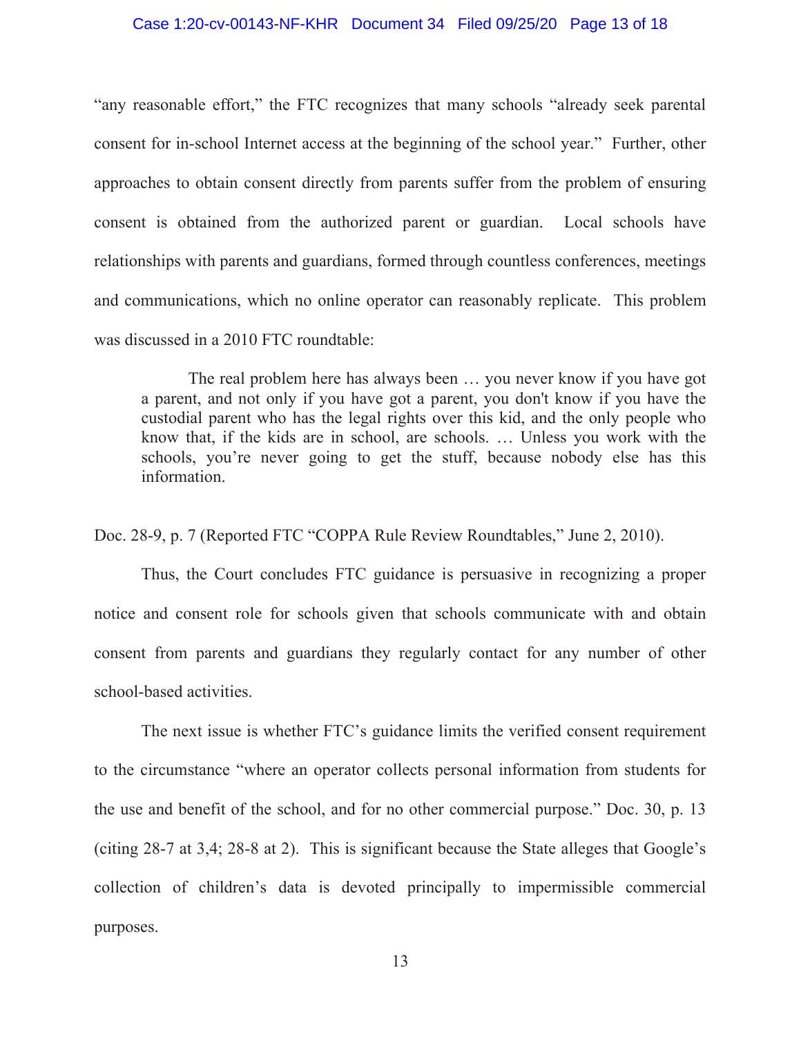"any reasonable effort," the FTC recognizes that many schools "already seek parental consent for in-school Internet access at the beginning of the school year." Further, other approaches to obtain consent directly from parents suffer from the problem of ensuring consent is obtained from the authorized parent or guardian. Local schools have relationships with parents and guardians, formed through countless conferences, meetings and communications, which no online operator can reasonably replicate. This problem was discussed in a 2010 FTC roundtable:

> The real problem here has always been … you never know if you have got a parent, and not only if you have got a parent, you don't know if you have the custodial parent who has the legal rights over this kid, and the only people who know that, if the kids are in school, are schools. … Unless you work with the schools, you're never going to get the stuff, because nobody else has this information.

Doc. 28-9, p. 7 (Reported FTC "COPPA Rule Review Roundtables," June 2, 2010).

Thus, the Court concludes FTC guidance is persuasive in recognizing a proper notice and consent role for schools given that schools communicate with and obtain consent from parents and guardians they regularly contact for any number of other school-based activities.

The next issue is whether FTC's guidance limits the verified consent requirement to the circumstance "where an operator collects personal information from students for the use and benefit of the school, and for no other commercial purpose." Doc. 30, p. 13 (citing 28-7 at 3,4; 28-8 at 2). This is significant because the State alleges that Google's collection of children's data is devoted principally to impermissible commercial purposes.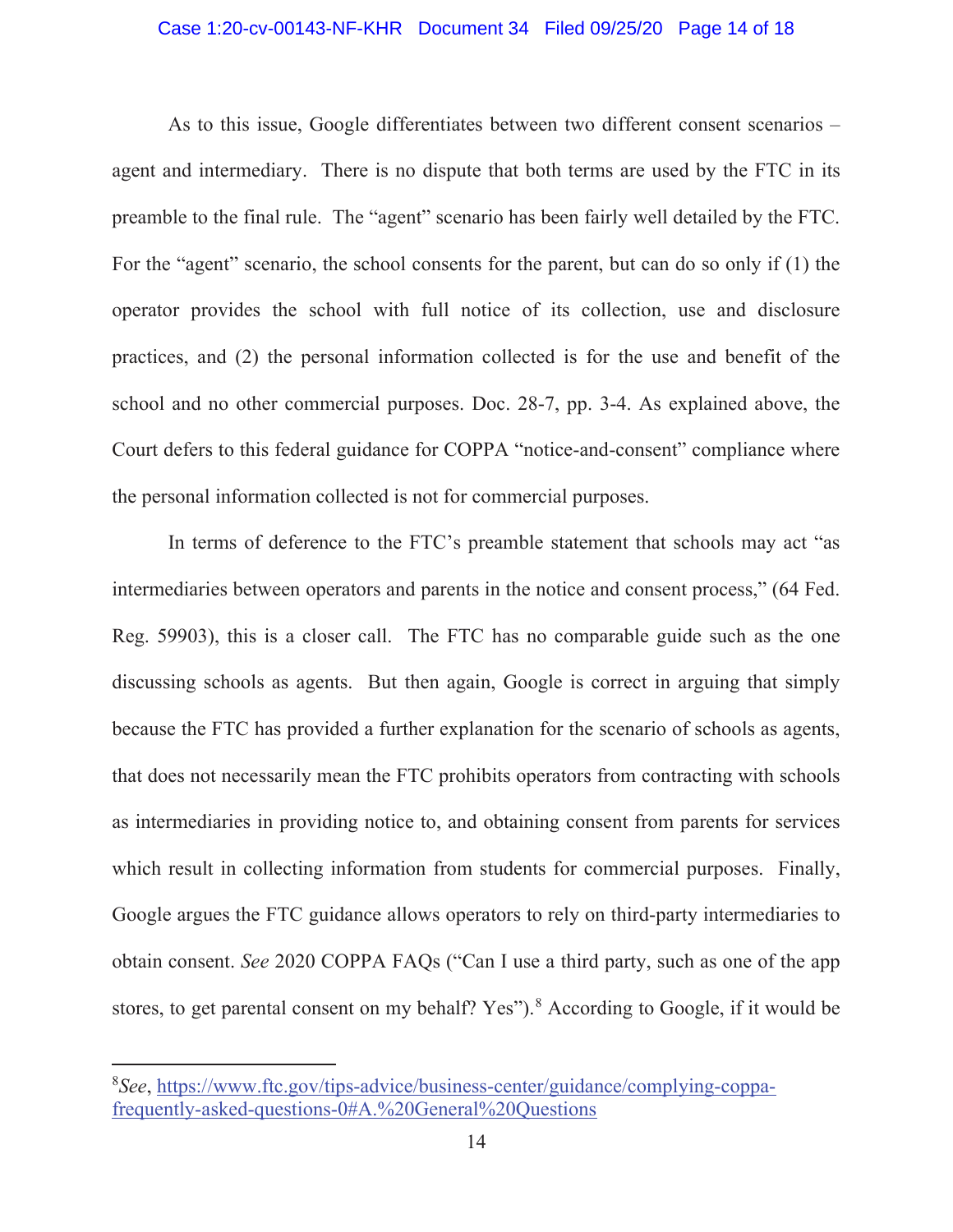As to this issue, Google differentiates between two different consent scenarios – agent and intermediary. There is no dispute that both terms are used by the FTC in its preamble to the final rule. The "agent" scenario has been fairly well detailed by the FTC. For the "agent" scenario, the school consents for the parent, but can do so only if (1) the operator provides the school with full notice of its collection, use and disclosure practices, and (2) the personal information collected is for the use and benefit of the school and no other commercial purposes. Doc. 28-7, pp. 3-4. As explained above, the Court defers to this federal guidance for COPPA "notice-and-consent" compliance where the personal information collected is not for commercial purposes.

In terms of deference to the FTC's preamble statement that schools may act "as intermediaries between operators and parents in the notice and consent process," (64 Fed. Reg. 59903), this is a closer call. The FTC has no comparable guide such as the one discussing schools as agents. But then again, Google is correct in arguing that simply because the FTC has provided a further explanation for the scenario of schools as agents, that does not necessarily mean the FTC prohibits operators from contracting with schools as intermediaries in providing notice to, and obtaining consent from parents for services which result in collecting information from students for commercial purposes. Finally, Google argues the FTC guidance allows operators to rely on third-party intermediaries to obtain consent. *See* 2020 COPPA FAQs ("Can I use a third party, such as one of the app stores, to get parental consent on my behalf? Yes").[8] According to Google, if it would be

---

[8] *See*, https://www.ftc.gov/tips-advice/business-center/guidance/complying-coppa-frequently-asked-questions-0#A.%20General%20Questions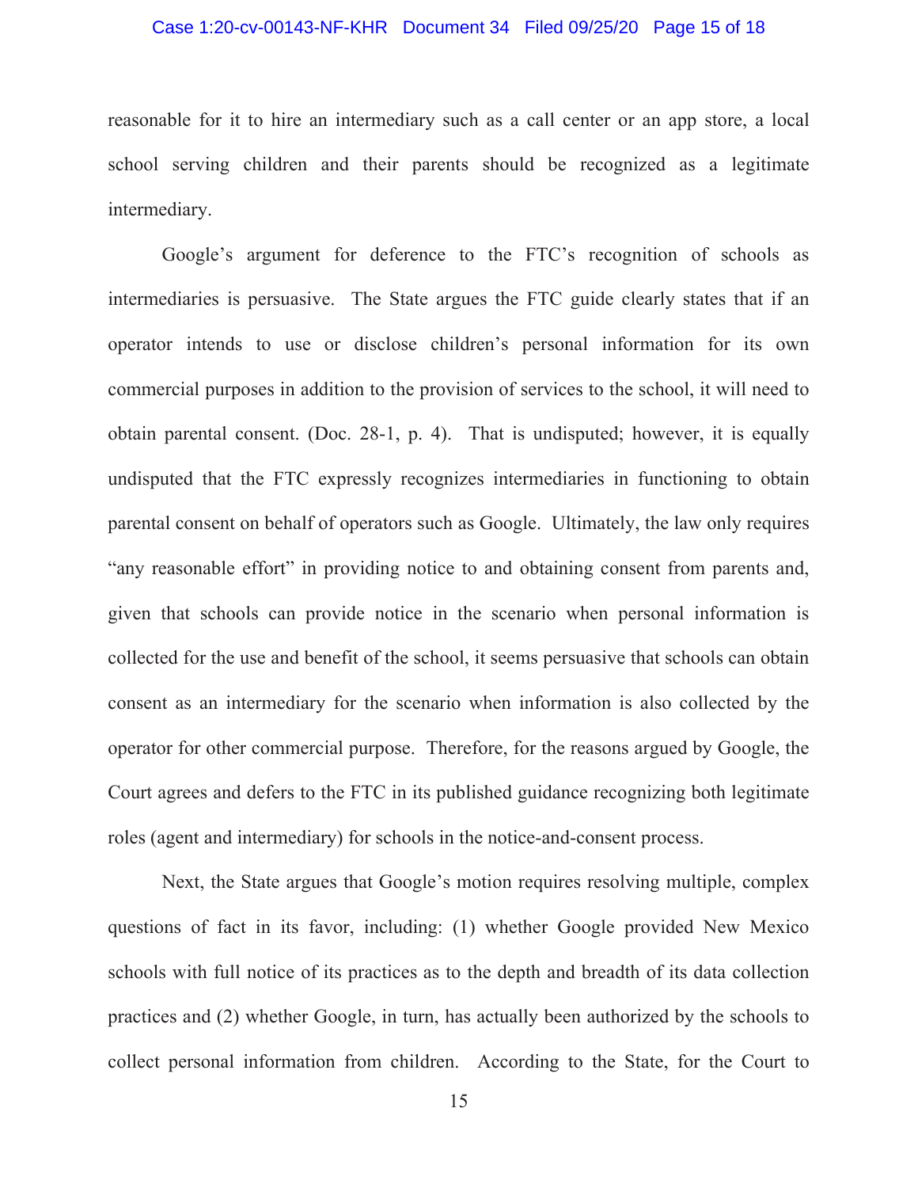reasonable for it to hire an intermediary such as a call center or an app store, a local school serving children and their parents should be recognized as a legitimate intermediary.

Google's argument for deference to the FTC's recognition of schools as intermediaries is persuasive. The State argues the FTC guide clearly states that if an operator intends to use or disclose children's personal information for its own commercial purposes in addition to the provision of services to the school, it will need to obtain parental consent. (Doc. 28-1, p. 4). That is undisputed; however, it is equally undisputed that the FTC expressly recognizes intermediaries in functioning to obtain parental consent on behalf of operators such as Google. Ultimately, the law only requires "any reasonable effort" in providing notice to and obtaining consent from parents and, given that schools can provide notice in the scenario when personal information is collected for the use and benefit of the school, it seems persuasive that schools can obtain consent as an intermediary for the scenario when information is also collected by the operator for other commercial purpose. Therefore, for the reasons argued by Google, the Court agrees and defers to the FTC in its published guidance recognizing both legitimate roles (agent and intermediary) for schools in the notice-and-consent process.

Next, the State argues that Google's motion requires resolving multiple, complex questions of fact in its favor, including: (1) whether Google provided New Mexico schools with full notice of its practices as to the depth and breadth of its data collection practices and (2) whether Google, in turn, has actually been authorized by the schools to collect personal information from children. According to the State, for the Court to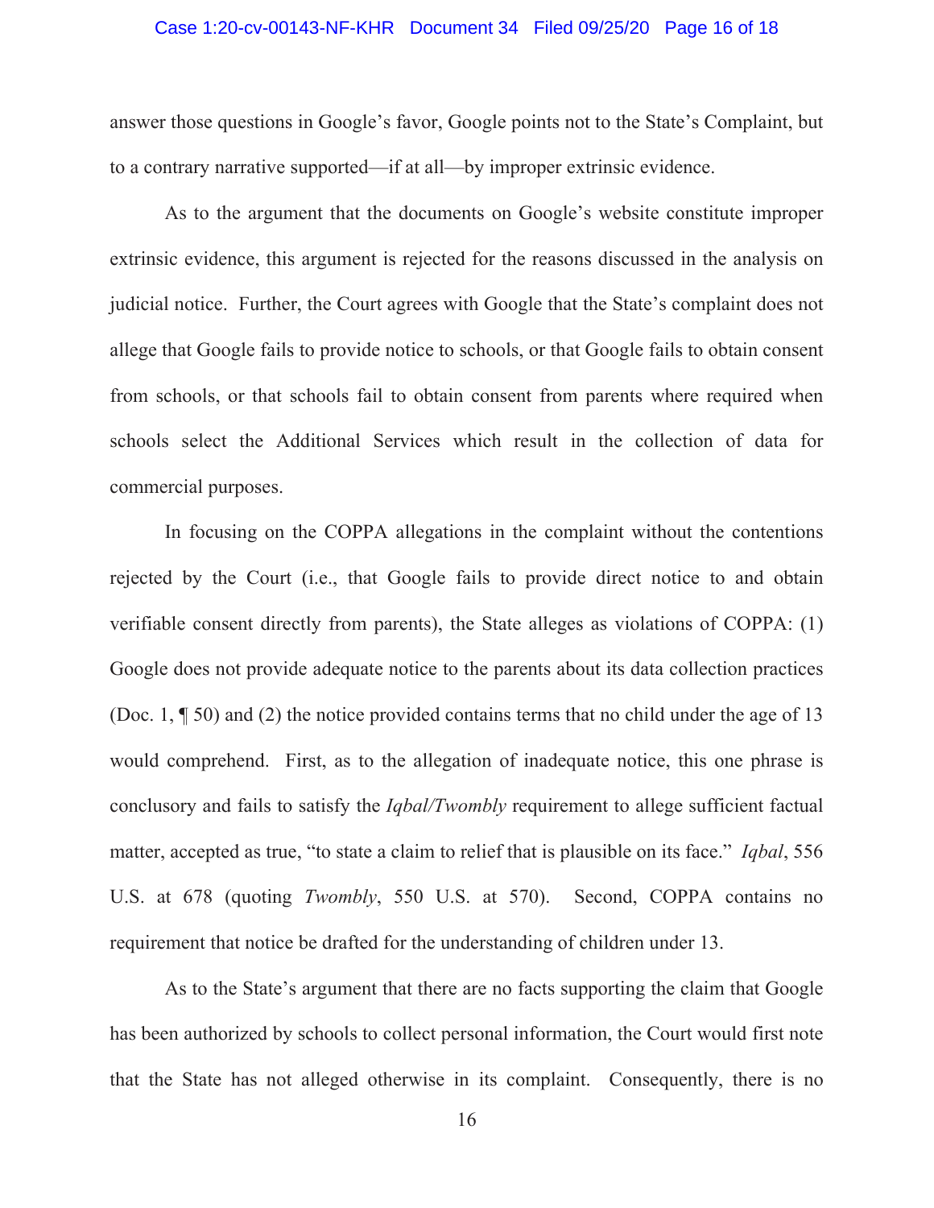answer those questions in Google's favor, Google points not to the State's Complaint, but to a contrary narrative supported—if at all—by improper extrinsic evidence.

As to the argument that the documents on Google's website constitute improper extrinsic evidence, this argument is rejected for the reasons discussed in the analysis on judicial notice. Further, the Court agrees with Google that the State's complaint does not allege that Google fails to provide notice to schools, or that Google fails to obtain consent from schools, or that schools fail to obtain consent from parents where required when schools select the Additional Services which result in the collection of data for commercial purposes.

In focusing on the COPPA allegations in the complaint without the contentions rejected by the Court (i.e., that Google fails to provide direct notice to and obtain verifiable consent directly from parents), the State alleges as violations of COPPA: (1) Google does not provide adequate notice to the parents about its data collection practices (Doc. 1, ¶ 50) and (2) the notice provided contains terms that no child under the age of 13 would comprehend. First, as to the allegation of inadequate notice, this one phrase is conclusory and fails to satisfy the *Iqbal/Twombly* requirement to allege sufficient factual matter, accepted as true, "to state a claim to relief that is plausible on its face." *Iqbal*, 556 U.S. at 678 (quoting *Twombly*, 550 U.S. at 570). Second, COPPA contains no requirement that notice be drafted for the understanding of children under 13.

As to the State's argument that there are no facts supporting the claim that Google has been authorized by schools to collect personal information, the Court would first note that the State has not alleged otherwise in its complaint. Consequently, there is no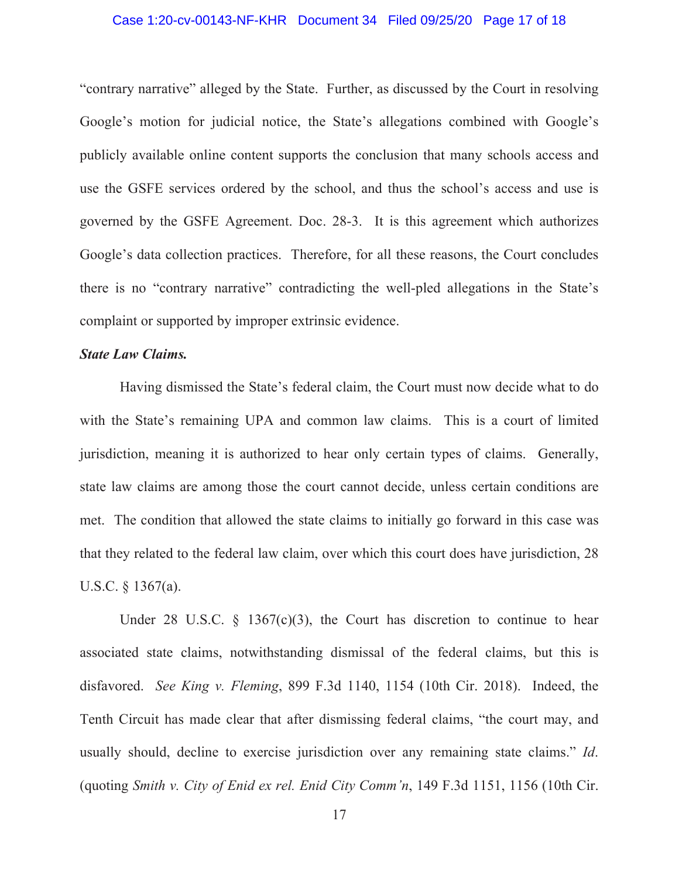"contrary narrative" alleged by the State. Further, as discussed by the Court in resolving Google's motion for judicial notice, the State's allegations combined with Google's publicly available online content supports the conclusion that many schools access and use the GSFE services ordered by the school, and thus the school's access and use is governed by the GSFE Agreement. Doc. 28-3. It is this agreement which authorizes Google's data collection practices. Therefore, for all these reasons, the Court concludes there is no "contrary narrative" contradicting the well-pled allegations in the State's complaint or supported by improper extrinsic evidence.

***State Law Claims.***

Having dismissed the State's federal claim, the Court must now decide what to do with the State's remaining UPA and common law claims. This is a court of limited jurisdiction, meaning it is authorized to hear only certain types of claims. Generally, state law claims are among those the court cannot decide, unless certain conditions are met. The condition that allowed the state claims to initially go forward in this case was that they related to the federal law claim, over which this court does have jurisdiction, 28 U.S.C. § 1367(a).

Under 28 U.S.C. § 1367(c)(3), the Court has discretion to continue to hear associated state claims, notwithstanding dismissal of the federal claims, but this is disfavored. *See King v. Fleming*, 899 F.3d 1140, 1154 (10th Cir. 2018). Indeed, the Tenth Circuit has made clear that after dismissing federal claims, "the court may, and usually should, decline to exercise jurisdiction over any remaining state claims." *Id*. (quoting *Smith v. City of Enid ex rel. Enid City Comm'n*, 149 F.3d 1151, 1156 (10th Cir.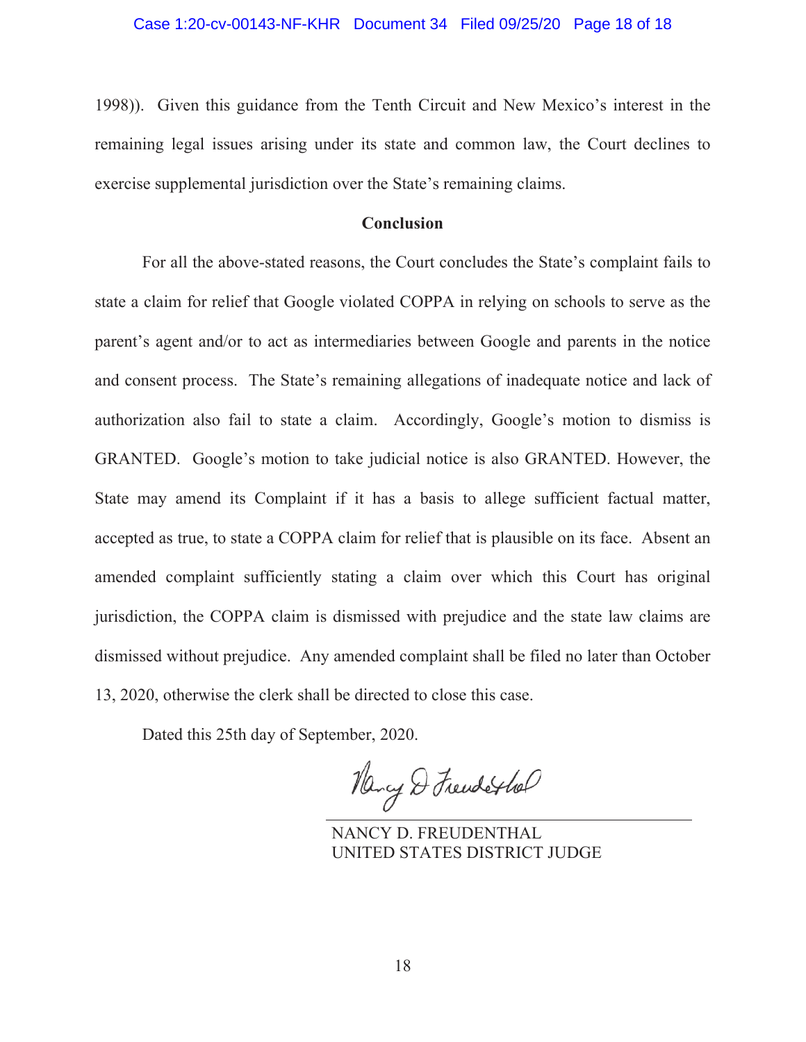1998)). Given this guidance from the Tenth Circuit and New Mexico's interest in the remaining legal issues arising under its state and common law, the Court declines to exercise supplemental jurisdiction over the State's remaining claims.

## Conclusion

For all the above-stated reasons, the Court concludes the State's complaint fails to state a claim for relief that Google violated COPPA in relying on schools to serve as the parent's agent and/or to act as intermediaries between Google and parents in the notice and consent process. The State's remaining allegations of inadequate notice and lack of authorization also fail to state a claim. Accordingly, Google's motion to dismiss is GRANTED. Google's motion to take judicial notice is also GRANTED. However, the State may amend its Complaint if it has a basis to allege sufficient factual matter, accepted as true, to state a COPPA claim for relief that is plausible on its face. Absent an amended complaint sufficiently stating a claim over which this Court has original jurisdiction, the COPPA claim is dismissed with prejudice and the state law claims are dismissed without prejudice. Any amended complaint shall be filed no later than October 13, 2020, otherwise the clerk shall be directed to close this case.

Dated this 25th day of September, 2020.

NANCY D. FREUDENTHAL
UNITED STATES DISTRICT JUDGE